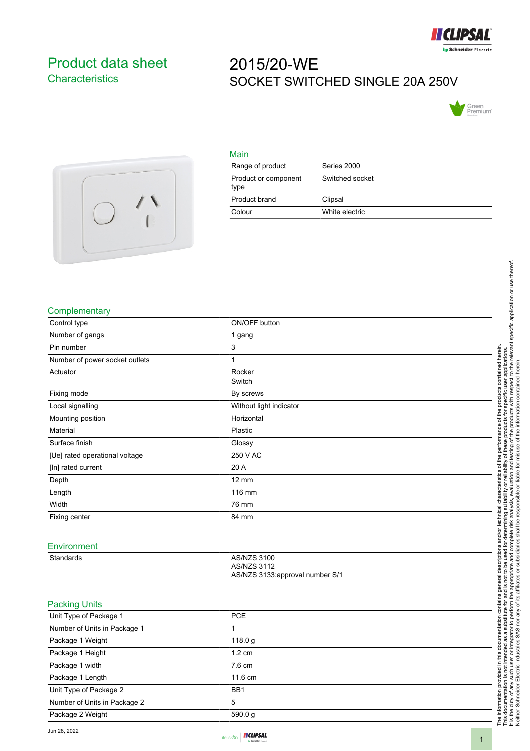# Product data sheet
## Characteristics

# 2015/20-WE
## SOCKET SWITCHED SINGLE 20A 250V

### Main

| | |
|---|---|
| Range of product | Series 2000 |
| Product or component type | Switched socket |
| Product brand | Clipsal |
| Colour | White electric |

### Complementary

| | |
|---|---|
| Control type | ON/OFF button |
| Number of gangs | 1 gang |
| Pin number | 3 |
| Number of power socket outlets | 1 |
| Actuator | Rocker<br>Switch |
| Fixing mode | By screws |
| Local signalling | Without light indicator |
| Mounting position | Horizontal |
| Material | Plastic |
| Surface finish | Glossy |
| [Ue] rated operational voltage | 250 V AC |
| [In] rated current | 20 A |
| Depth | 12 mm |
| Length | 116 mm |
| Width | 76 mm |
| Fixing center | 84 mm |

### Environment

| | |
|---|---|
| Standards | AS/NZS 3100<br>AS/NZS 3112<br>AS/NZS 3133:approval number S/1 |

### Packing Units

| | |
|---|---|
| Unit Type of Package 1 | PCE |
| Number of Units in Package 1 | 1 |
| Package 1 Weight | 118.0 g |
| Package 1 Height | 1.2 cm |
| Package 1 width | 7.6 cm |
| Package 1 Length | 11.6 cm |
| Unit Type of Package 2 | BB1 |
| Number of Units in Package 2 | 5 |
| Package 2 Weight | 590.0 g |

The information provided in this documentation contains general descriptions and/or technical characteristics of the performance of the products contained herein. This documentation is not intended as a substitute for and is not to be used for determining suitability or reliability of these products for specific user applications. It is the duty of any such user or integrator to perform the appropriate and complete risk analysis, evaluation and testing of the products with respect to the relevant specific application or use thereof. Neither Schneider Electric Industries SAS nor any of its affiliates or subsidiaries shall be responsible or liable for misuse of the information contained herein.

Jun 28, 2022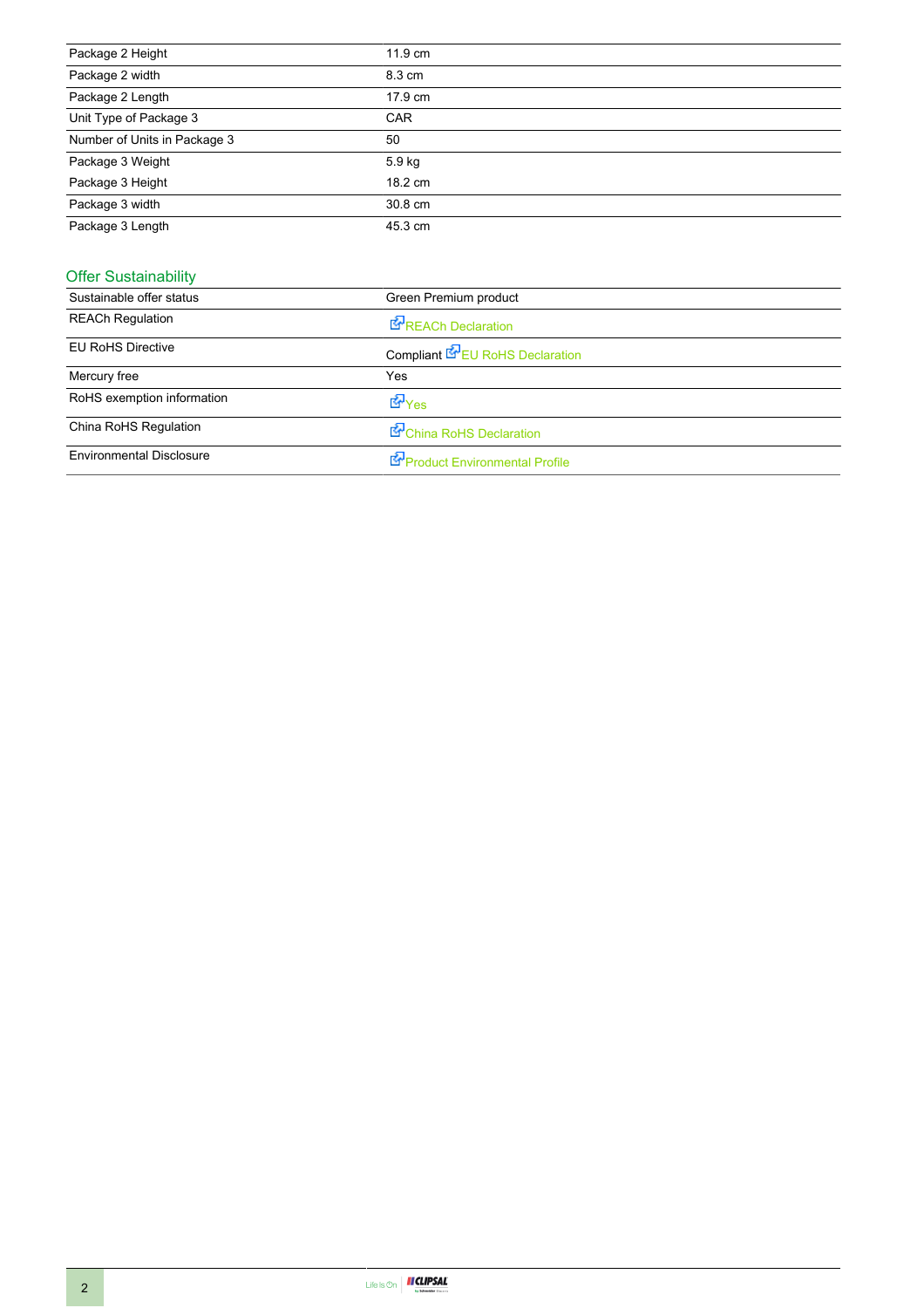| | |
|---|---|
| Package 2 Height | 11.9 cm |
| Package 2 width | 8.3 cm |
| Package 2 Length | 17.9 cm |
| Unit Type of Package 3 | CAR |
| Number of Units in Package 3 | 50 |
| Package 3 Weight | 5.9 kg |
| Package 3 Height | 18.2 cm |
| Package 3 width | 30.8 cm |
| Package 3 Length | 45.3 cm |

## Offer Sustainability

| | |
|---|---|
| Sustainable offer status | Green Premium product |
| REACh Regulation | REACh Declaration |
| EU RoHS Directive | Compliant EU RoHS Declaration |
| Mercury free | Yes |
| RoHS exemption information | Yes |
| China RoHS Regulation | China RoHS Declaration |
| Environmental Disclosure | Product Environmental Profile |